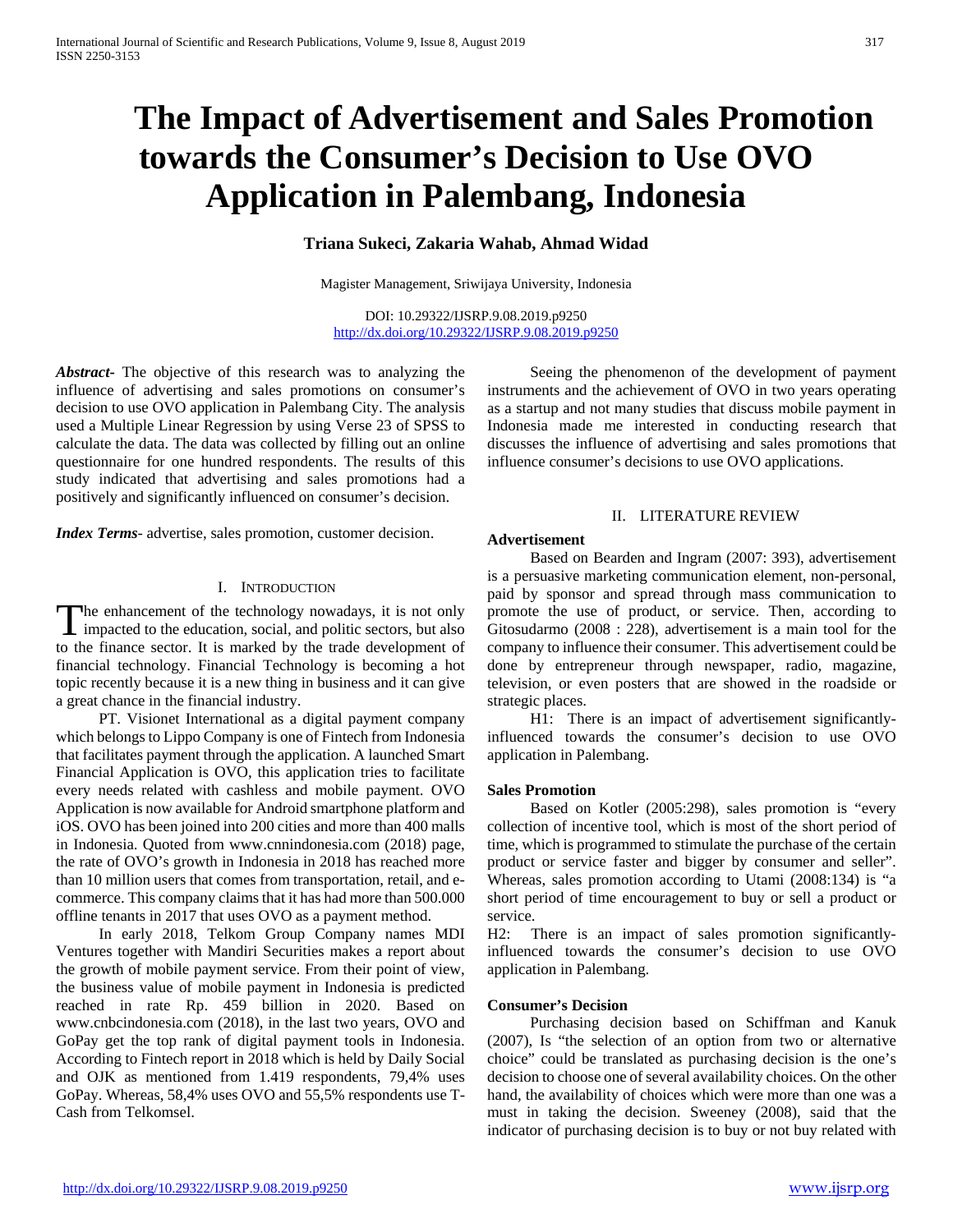# The Impact of Advertisement and Sales Promotion towards the Consumer's Decision to Use OVO Application in Palembang, Indonesia

**Triana Sukeci, Zakaria Wahab, Ahmad Widad**

Magister Management, Sriwijaya University, Indonesia

DOI: 10.29322/IJSRP.9.08.2019.p9250
http://dx.doi.org/10.29322/IJSRP.9.08.2019.p9250

***Abstract***- The objective of this research was to analyzing the influence of advertising and sales promotions on consumer's decision to use OVO application in Palembang City. The analysis used a Multiple Linear Regression by using Verse 23 of SPSS to calculate the data. The data was collected by filling out an online questionnaire for one hundred respondents. The results of this study indicated that advertising and sales promotions had a positively and significantly influenced on consumer's decision.

***Index Terms***- advertise, sales promotion, customer decision.

## I. Introduction

The enhancement of the technology nowadays, it is not only impacted to the education, social, and politic sectors, but also to the finance sector. It is marked by the trade development of financial technology. Financial Technology is becoming a hot topic recently because it is a new thing in business and it can give a great chance in the financial industry.

PT. Visionet International as a digital payment company which belongs to Lippo Company is one of Fintech from Indonesia that facilitates payment through the application. A launched Smart Financial Application is OVO, this application tries to facilitate every needs related with cashless and mobile payment. OVO Application is now available for Android smartphone platform and iOS. OVO has been joined into 200 cities and more than 400 malls in Indonesia. Quoted from www.cnnindonesia.com (2018) page, the rate of OVO's growth in Indonesia in 2018 has reached more than 10 million users that comes from transportation, retail, and e-commerce. This company claims that it has had more than 500.000 offline tenants in 2017 that uses OVO as a payment method.

In early 2018, Telkom Group Company names MDI Ventures together with Mandiri Securities makes a report about the growth of mobile payment service. From their point of view, the business value of mobile payment in Indonesia is predicted reached in rate Rp. 459 billion in 2020. Based on www.cnbcindonesia.com (2018), in the last two years, OVO and GoPay get the top rank of digital payment tools in Indonesia. According to Fintech report in 2018 which is held by Daily Social and OJK as mentioned from 1.419 respondents, 79,4% uses GoPay. Whereas, 58,4% uses OVO and 55,5% respondents use T-Cash from Telkomsel.

Seeing the phenomenon of the development of payment instruments and the achievement of OVO in two years operating as a startup and not many studies that discuss mobile payment in Indonesia made me interested in conducting research that discusses the influence of advertising and sales promotions that influence consumer's decisions to use OVO applications.

## II. Literature Review

### Advertisement

Based on Bearden and Ingram (2007: 393), advertisement is a persuasive marketing communication element, non-personal, paid by sponsor and spread through mass communication to promote the use of product, or service. Then, according to Gitosudarmo (2008 : 228), advertisement is a main tool for the company to influence their consumer. This advertisement could be done by entrepreneur through newspaper, radio, magazine, television, or even posters that are showed in the roadside or strategic places.

H1: There is an impact of advertisement significantly-influenced towards the consumer's decision to use OVO application in Palembang.

### Sales Promotion

Based on Kotler (2005:298), sales promotion is "every collection of incentive tool, which is most of the short period of time, which is programmed to stimulate the purchase of the certain product or service faster and bigger by consumer and seller". Whereas, sales promotion according to Utami (2008:134) is "a short period of time encouragement to buy or sell a product or service.

H2: There is an impact of sales promotion significantly-influenced towards the consumer's decision to use OVO application in Palembang.

### Consumer's Decision

Purchasing decision based on Schiffman and Kanuk (2007), Is "the selection of an option from two or alternative choice" could be translated as purchasing decision is the one's decision to choose one of several availability choices. On the other hand, the availability of choices which were more than one was a must in taking the decision. Sweeney (2008), said that the indicator of purchasing decision is to buy or not buy related with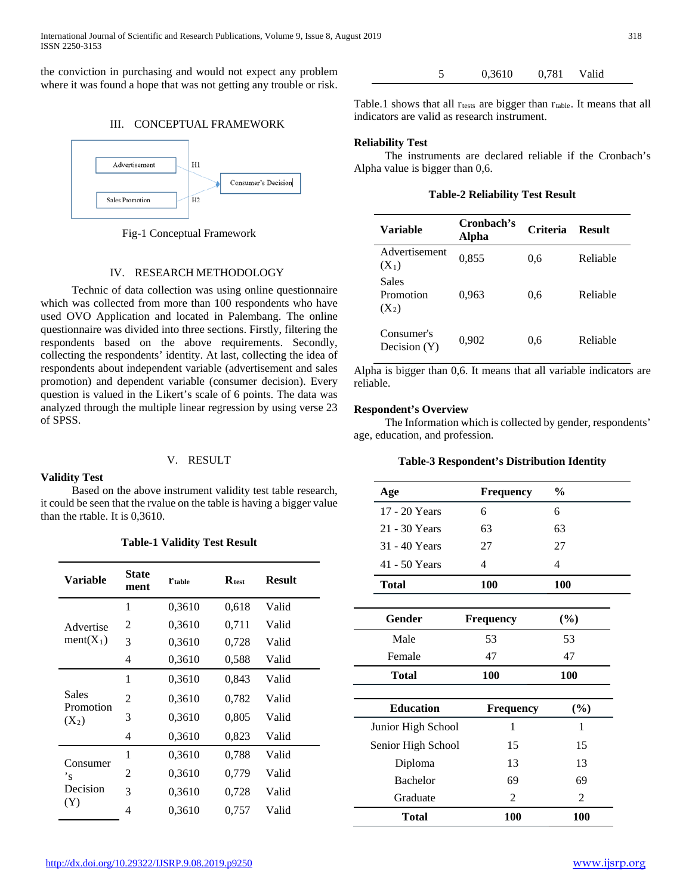the conviction in purchasing and would not expect any problem where it was found a hope that was not getting any trouble or risk.

## III. CONCEPTUAL FRAMEWORK

Advertisement — H1 → Consumer's Decision

Sales Promotion — H2 → Consumer's Decision

Fig-1 Conceptual Framework

## IV. RESEARCH METHODOLOGY

Technic of data collection was using online questionnaire which was collected from more than 100 respondents who have used OVO Application and located in Palembang. The online questionnaire was divided into three sections. Firstly, filtering the respondents based on the above requirements. Secondly, collecting the respondents' identity. At last, collecting the idea of respondents about independent variable (advertisement and sales promotion) and dependent variable (consumer decision). Every question is valued in the Likert's scale of 6 points. The data was analyzed through the multiple linear regression by using verse 23 of SPSS.

## V. RESULT

### Validity Test

Based on the above instrument validity test table research, it could be seen that the rvalue on the table is having a bigger value than the rtable. It is 0,3610.

**Table-1 Validity Test Result**

| Variable | Statement | $r_{table}$ | $R_{test}$ | Result |
|---|---|---|---|---|
| Advertisement ($X_1$) | 1 | 0,3610 | 0,618 | Valid |
| | 2 | 0,3610 | 0,711 | Valid |
| | 3 | 0,3610 | 0,728 | Valid |
| | 4 | 0,3610 | 0,588 | Valid |
| Sales Promotion ($X_2$) | 1 | 0,3610 | 0,843 | Valid |
| | 2 | 0,3610 | 0,782 | Valid |
| | 3 | 0,3610 | 0,805 | Valid |
| | 4 | 0,3610 | 0,823 | Valid |
| Consumer's Decision (Y) | 1 | 0,3610 | 0,788 | Valid |
| | 2 | 0,3610 | 0,779 | Valid |
| | 3 | 0,3610 | 0,728 | Valid |
| | 4 | 0,3610 | 0,757 | Valid |
| | 5 | 0,3610 | 0,781 | Valid |

Table.1 shows that all $r_{tests}$ are bigger than $r_{table}$. It means that all indicators are valid as research instrument.

### Reliability Test

The instruments are declared reliable if the Cronbach's Alpha value is bigger than 0,6.

**Table-2 Reliability Test Result**

| Variable | Cronbach's Alpha | Criteria | Result |
|---|---|---|---|
| Advertisement ($X_1$) | 0,855 | 0,6 | Reliable |
| Sales Promotion ($X_2$) | 0,963 | 0,6 | Reliable |
| Consumer's Decision (Y) | 0,902 | 0,6 | Reliable |

Alpha is bigger than 0,6. It means that all variable indicators are reliable.

### Respondent's Overview

The Information which is collected by gender, respondents' age, education, and profession.

**Table-3 Respondent's Distribution Identity**

| Age | Frequency | % |
|---|---|---|
| 17 - 20 Years | 6 | 6 |
| 21 - 30 Years | 63 | 63 |
| 31 - 40 Years | 27 | 27 |
| 41 - 50 Years | 4 | 4 |
| **Total** | **100** | **100** |

| Gender | Frequency | (%) |
|---|---|---|
| Male | 53 | 53 |
| Female | 47 | 47 |
| **Total** | **100** | **100** |

| Education | Frequency | (%) |
|---|---|---|
| Junior High School | 1 | 1 |
| Senior High School | 15 | 15 |
| Diploma | 13 | 13 |
| Bachelor | 69 | 69 |
| Graduate | 2 | 2 |
| **Total** | **100** | **100** |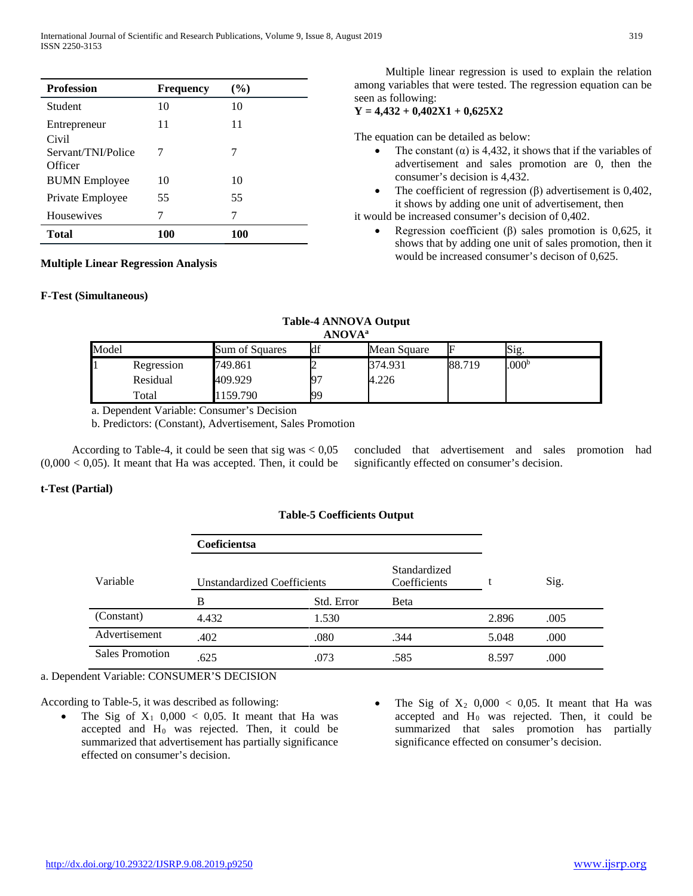| Profession | Frequency | (%) |
|---|---|---|
| Student | 10 | 10 |
| Entrepreneur | 11 | 11 |
| Civil Servant/TNI/Police Officer | 7 | 7 |
| BUMN Employee | 10 | 10 |
| Private Employee | 55 | 55 |
| Housewives | 7 | 7 |
| **Total** | **100** | **100** |

**Multiple Linear Regression Analysis**

Multiple linear regression is used to explain the relation among variables that were tested. The regression equation can be seen as following:

**Y = 4,432 + 0,402X1 + 0,625X2**

The equation can be detailed as below:

- The constant (α) is 4,432, it shows that if the variables of advertisement and sales promotion are 0, then the consumer's decision is 4,432.
- The coefficient of regression (β) advertisement is 0,402, it shows by adding one unit of advertisement, then

it would be increased consumer's decision of 0,402.

- Regression coefficient (β) sales promotion is 0,625, it shows that by adding one unit of sales promotion, then it would be increased consumer's decison of 0,625.

**F-Test (Simultaneous)**

**Table-4 ANNOVA Output**

**ANOVA[a]**

| Model | | Sum of Squares | df | Mean Square | F | Sig. |
|---|---|---|---|---|---|---|
| 1 | Regression | 749.861 | 2 | 374.931 | 88.719 | .000[b] |
| | Residual | 409.929 | 97 | 4.226 | | |
| | Total | 1159.790 | 99 | | | |

a. Dependent Variable: Consumer's Decision

b. Predictors: (Constant), Advertisement, Sales Promotion

According to Table-4, it could be seen that sig was < 0,05 (0,000 < 0,05). It meant that Ha was accepted. Then, it could be concluded that advertisement and sales promotion had significantly effected on consumer's decision.

**t-Test (Partial)**

**Table-5 Coefficients Output**

| Variable | Coeficients[a] | | | t | Sig. |
|---|---|---|---|---|---|
| | Unstandardized Coefficients | | Standardized Coefficients | | |
| | B | Std. Error | Beta | | |
| (Constant) | 4.432 | 1.530 | | 2.896 | .005 |
| Advertisement | .402 | .080 | .344 | 5.048 | .000 |
| Sales Promotion | .625 | .073 | .585 | 8.597 | .000 |

a. Dependent Variable: CONSUMER'S DECISION

According to Table-5, it was described as following:

- The Sig of $X_1$ 0,000 < 0,05. It meant that Ha was accepted and $H_0$ was rejected. Then, it could be summarized that advertisement has partially significance effected on consumer's decision.
- The Sig of $X_2$ 0,000 < 0,05. It meant that Ha was accepted and $H_0$ was rejected. Then, it could be summarized that sales promotion has partially significance effected on consumer's decision.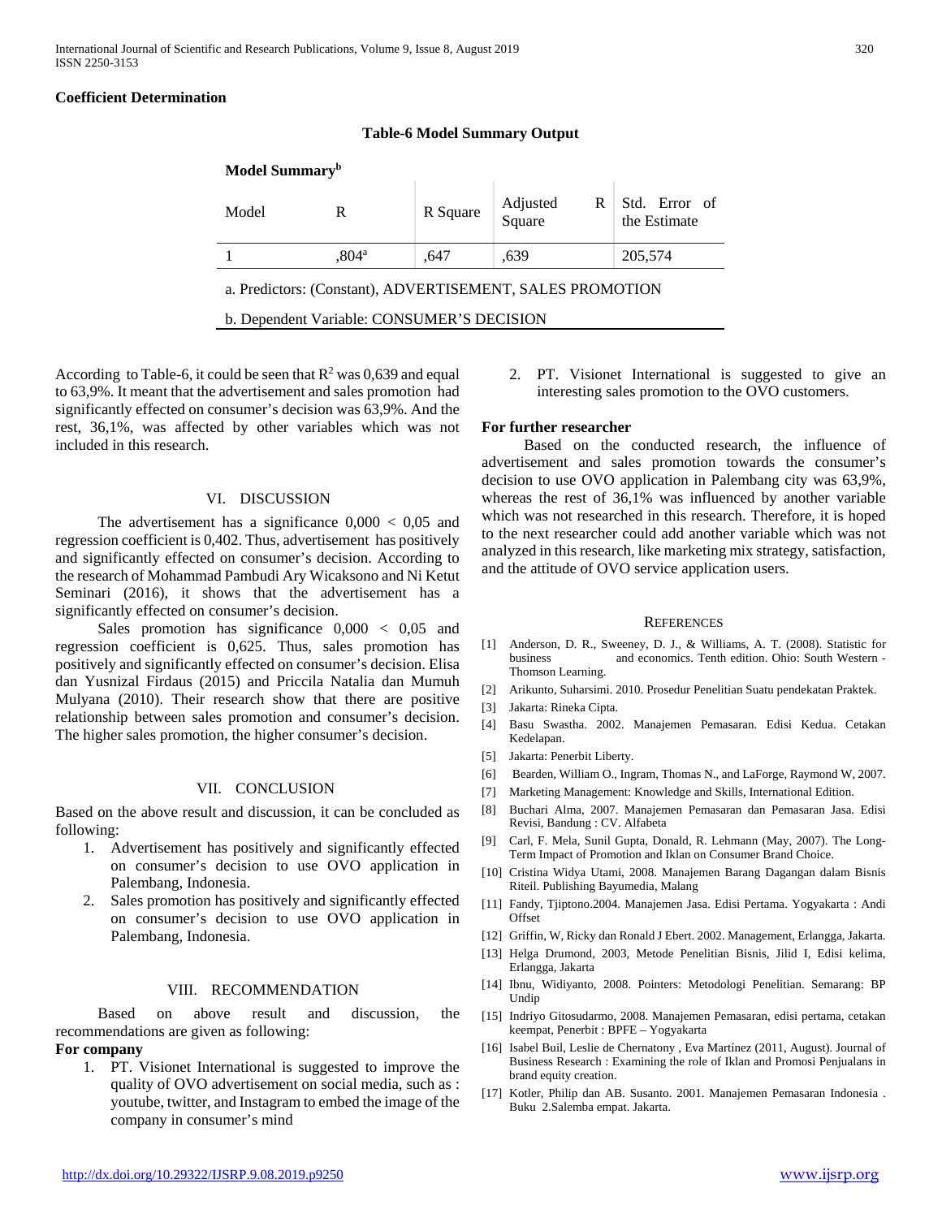**Coefficient Determination**

**Table-6 Model Summary Output**

**Model Summary**[b]

| Model | R | R Square | Adjusted R Square | Std. Error of the Estimate |
|---|---|---|---|---|
| 1 | ,804[a] | ,647 | ,639 | 205,574 |

a. Predictors: (Constant), ADVERTISEMENT, SALES PROMOTION

b. Dependent Variable: CONSUMER'S DECISION

According to Table-6, it could be seen that $R^2$ was 0,639 and equal to 63,9%. It meant that the advertisement and sales promotion had significantly effected on consumer's decision was 63,9%. And the rest, 36,1%, was affected by other variables which was not included in this research.

## VI. DISCUSSION

The advertisement has a significance 0,000 < 0,05 and regression coefficient is 0,402. Thus, advertisement has positively and significantly effected on consumer's decision. According to the research of Mohammad Pambudi Ary Wicaksono and Ni Ketut Seminari (2016), it shows that the advertisement has a significantly effected on consumer's decision.

Sales promotion has significance 0,000 < 0,05 and regression coefficient is 0,625. Thus, sales promotion has positively and significantly effected on consumer's decision. Elisa dan Yusnizal Firdaus (2015) and Priccila Natalia dan Mumuh Mulyana (2010). Their research show that there are positive relationship between sales promotion and consumer's decision. The higher sales promotion, the higher consumer's decision.

## VII. CONCLUSION

Based on the above result and discussion, it can be concluded as following:

1. Advertisement has positively and significantly effected on consumer's decision to use OVO application in Palembang, Indonesia.
2. Sales promotion has positively and significantly effected on consumer's decision to use OVO application in Palembang, Indonesia.

## VIII. RECOMMENDATION

Based on above result and discussion, the recommendations are given as following:

**For company**

1. PT. Visionet International is suggested to improve the quality of OVO advertisement on social media, such as : youtube, twitter, and Instagram to embed the image of the company in consumer's mind
2. PT. Visionet International is suggested to give an interesting sales promotion to the OVO customers.

**For further researcher**

Based on the conducted research, the influence of advertisement and sales promotion towards the consumer's decision to use OVO application in Palembang city was 63,9%, whereas the rest of 36,1% was influenced by another variable which was not researched in this research. Therefore, it is hoped to the next researcher could add another variable which was not analyzed in this research, like marketing mix strategy, satisfaction, and the attitude of OVO service application users.

## REFERENCES

[1] Anderson, D. R., Sweeney, D. J., & Williams, A. T. (2008). Statistic for business and economics. Tenth edition. Ohio: South Western - Thomson Learning.

[2] Arikunto, Suharsimi. 2010. Prosedur Penelitian Suatu pendekatan Praktek.

[3] Jakarta: Rineka Cipta.

[4] Basu Swastha. 2002. Manajemen Pemasaran. Edisi Kedua. Cetakan Kedelapan.

[5] Jakarta: Penerbit Liberty.

[6] Bearden, William O., Ingram, Thomas N., and LaForge, Raymond W, 2007.

[7] Marketing Management: Knowledge and Skills, International Edition.

[8] Buchari Alma, 2007. Manajemen Pemasaran dan Pemasaran Jasa. Edisi Revisi, Bandung : CV. Alfabeta

[9] Carl, F. Mela, Sunil Gupta, Donald, R. Lehmann (May, 2007). The Long-Term Impact of Promotion and Iklan on Consumer Brand Choice.

[10] Cristina Widya Utami, 2008. Manajemen Barang Dagangan dalam Bisnis Riteil. Publishing Bayumedia, Malang

[11] Fandy, Tjiptono.2004. Manajemen Jasa. Edisi Pertama. Yogyakarta : Andi Offset

[12] Griffin, W, Ricky dan Ronald J Ebert. 2002. Management, Erlangga, Jakarta.

[13] Helga Drumond, 2003, Metode Penelitian Bisnis, Jilid I, Edisi kelima, Erlangga, Jakarta

[14] Ibnu, Widiyanto, 2008. Pointers: Metodologi Penelitian. Semarang: BP Undip

[15] Indriyo Gitosudarmo, 2008. Manajemen Pemasaran, edisi pertama, cetakan keempat, Penerbit : BPFE – Yogyakarta

[16] Isabel Buil, Leslie de Chernatony , Eva Martínez (2011, August). Journal of Business Research : Examining the role of Iklan and Promosi Penjualans in brand equity creation.

[17] Kotler, Philip dan AB. Susanto. 2001. Manajemen Pemasaran Indonesia . Buku 2.Salemba empat. Jakarta.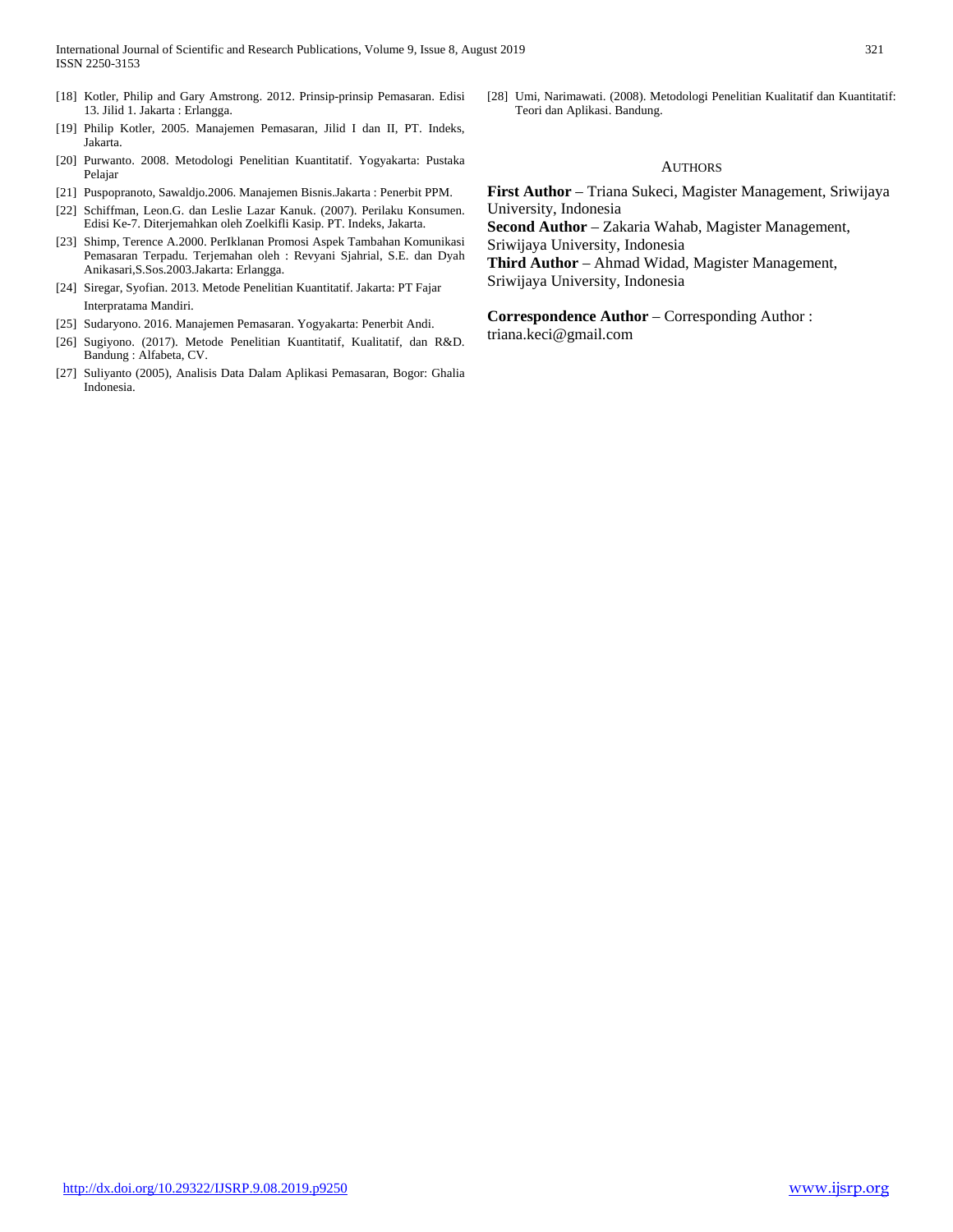[18] Kotler, Philip and Gary Amstrong. 2012. Prinsip-prinsip Pemasaran. Edisi 13. Jilid 1. Jakarta : Erlangga.

[19] Philip Kotler, 2005. Manajemen Pemasaran, Jilid I dan II, PT. Indeks, Jakarta.

[20] Purwanto. 2008. Metodologi Penelitian Kuantitatif. Yogyakarta: Pustaka Pelajar

[21] Puspopranoto, Sawaldjo.2006. Manajemen Bisnis.Jakarta : Penerbit PPM.

[22] Schiffman, Leon.G. dan Leslie Lazar Kanuk. (2007). Perilaku Konsumen. Edisi Ke-7. Diterjemahkan oleh Zoelkifli Kasip. PT. Indeks, Jakarta.

[23] Shimp, Terence A.2000. PerIklanan Promosi Aspek Tambahan Komunikasi Pemasaran Terpadu. Terjemahan oleh : Revyani Sjahrial, S.E. dan Dyah Anikasari,S.Sos.2003.Jakarta: Erlangga.

[24] Siregar, Syofian. 2013. Metode Penelitian Kuantitatif. Jakarta: PT Fajar Interpratama Mandiri.

[25] Sudaryono. 2016. Manajemen Pemasaran. Yogyakarta: Penerbit Andi.

[26] Sugiyono. (2017). Metode Penelitian Kuantitatif, Kualitatif, dan R&D. Bandung : Alfabeta, CV.

[27] Suliyanto (2005), Analisis Data Dalam Aplikasi Pemasaran, Bogor: Ghalia Indonesia.

[28] Umi, Narimawati. (2008). Metodologi Penelitian Kualitatif dan Kuantitatif: Teori dan Aplikasi. Bandung.

## Authors

**First Author** – Triana Sukeci, Magister Management, Sriwijaya University, Indonesia

**Second Author** – Zakaria Wahab, Magister Management, Sriwijaya University, Indonesia

**Third Author** – Ahmad Widad, Magister Management, Sriwijaya University, Indonesia

**Correspondence Author** – Corresponding Author : triana.keci@gmail.com